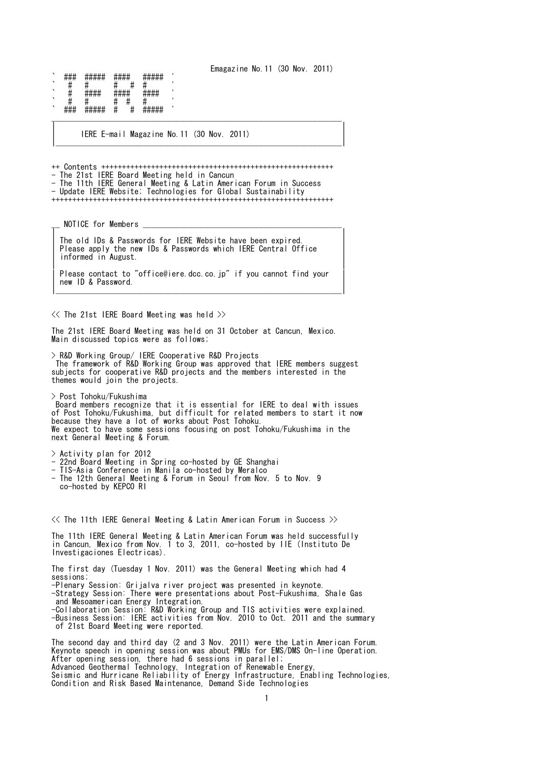Emagazine No.11 (30 Nov. 2011)

```
`  ###  #####  ####   #####  '
`   #   #      #   #  #      '
`   #   ####   ####   ####   '
`   #   #      #  #   #      '
`  ###  #####  #   #  #####  '
```

# IERE E-mail Magazine No.11 (30 Nov. 2011)

## Contents

- The 21st IERE Board Meeting held in Cancun
- The 11th IERE General Meeting & Latin American Forum in Success
- Update IERE Website; Technologies for Global Sustainability

## NOTICE for Members

The old IDs & Passwords for IERE Website have been expired.
Please apply the new IDs & Passwords which IERE Central Office informed in August.

Please contact to "office@iere.dcc.co.jp" if you cannot find your new ID & Password.

## << The 21st IERE Board Meeting was held >>

The 21st IERE Board Meeting was held on 31 October at Cancun, Mexico.
Main discussed topics were as follows;

> R&D Working Group/ IERE Cooperative R&D Projects

The framework of R&D Working Group was approved that IERE members suggest subjects for cooperative R&D projects and the members interested in the themes would join the projects.

> Post Tohoku/Fukushima

Board members recognize that it is essential for IERE to deal with issues of Post Tohoku/Fukushima, but difficult for related members to start it now because they have a lot of works about Post Tohoku.
We expect to have some sessions focusing on post Tohoku/Fukushima in the next General Meeting & Forum.

> Activity plan for 2012

- 22nd Board Meeting in Spring co-hosted by GE Shanghai
- TIS-Asia Conference in Manila co-hosted by Meralco
- The 12th General Meeting & Forum in Seoul from Nov. 5 to Nov. 9 co-hosted by KEPCO RI

## << The 11th IERE General Meeting & Latin American Forum in Success >>

The 11th IERE General Meeting & Latin American Forum was held successfully in Cancun, Mexico from Nov. 1 to 3, 2011, co-hosted by IIE (Instituto De Investigaciones Electricas).

The first day (Tuesday 1 Nov. 2011) was the General Meeting which had 4 sessions;

-Plenary Session: Grijalva river project was presented in keynote.
-Strategy Session: There were presentations about Post-Fukushima, Shale Gas and Mesoamerican Energy Integration.
-Collaboration Session: R&D Working Group and TIS activities were explained.
-Business Session: IERE activities from Nov. 2010 to Oct. 2011 and the summary of 21st Board Meeting were reported.

The second day and third day (2 and 3 Nov. 2011) were the Latin American Forum.
Keynote speech in opening session was about PMUs for EMS/DMS On-line Operation.
After opening session, there had 6 sessions in parallel;
Advanced Geothermal Technology, Integration of Renewable Energy, Seismic and Hurricane Reliability of Energy Infrastructure, Enabling Technologies, Condition and Risk Based Maintenance, Demand Side Technologies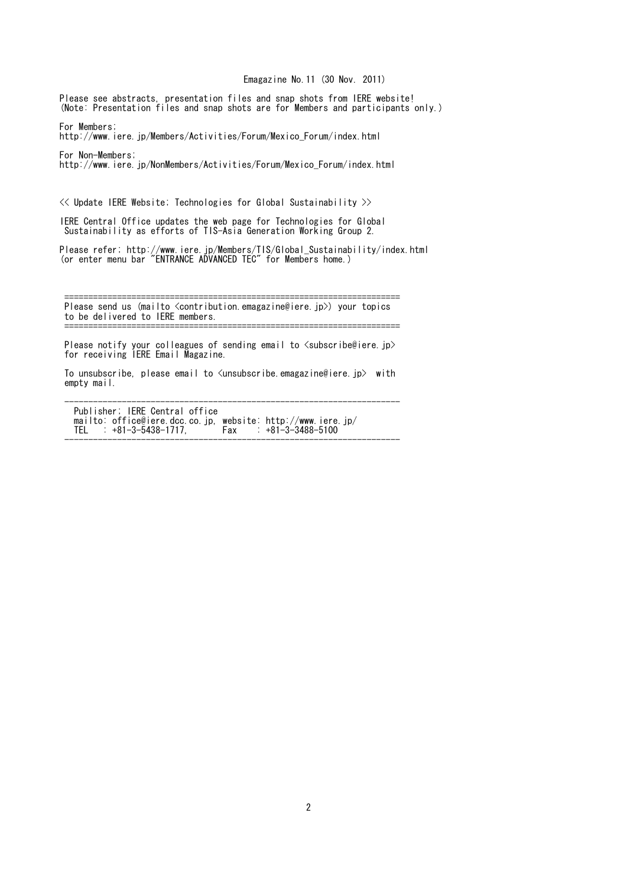Emagazine No.11 (30 Nov. 2011)

Please see abstracts, presentation files and snap shots from IERE website!
(Note: Presentation files and snap shots are for Members and participants only.)

For Members;
http://www.iere.jp/Members/Activities/Forum/Mexico_Forum/index.html

For Non-Members;
http://www.iere.jp/NonMembers/Activities/Forum/Mexico_Forum/index.html

<< Update IERE Website; Technologies for Global Sustainability >>

IERE Central Office updates the web page for Technologies for Global Sustainability as efforts of TIS-Asia Generation Working Group 2.

Please refer; http://www.iere.jp/Members/TIS/Global_Sustainability/index.html
(or enter menu bar "ENTRANCE ADVANCED TEC" for Members home.)

========================================================================
Please send us (mailto <contribution.emagazine@iere.jp>) your topics to be delivered to IERE members.
========================================================================

Please notify your colleagues of sending email to <subscribe@iere.jp> for receiving IERE Email Magazine.

To unsubscribe, please email to <unsubscribe.emagazine@iere.jp> with empty mail.

------------------------------------------------------------------------
Publisher; IERE Central office
mailto: office@iere.dcc.co.jp, website: http://www.iere.jp/
TEL : +81-3-5438-1717, Fax : +81-3-3488-5100
------------------------------------------------------------------------